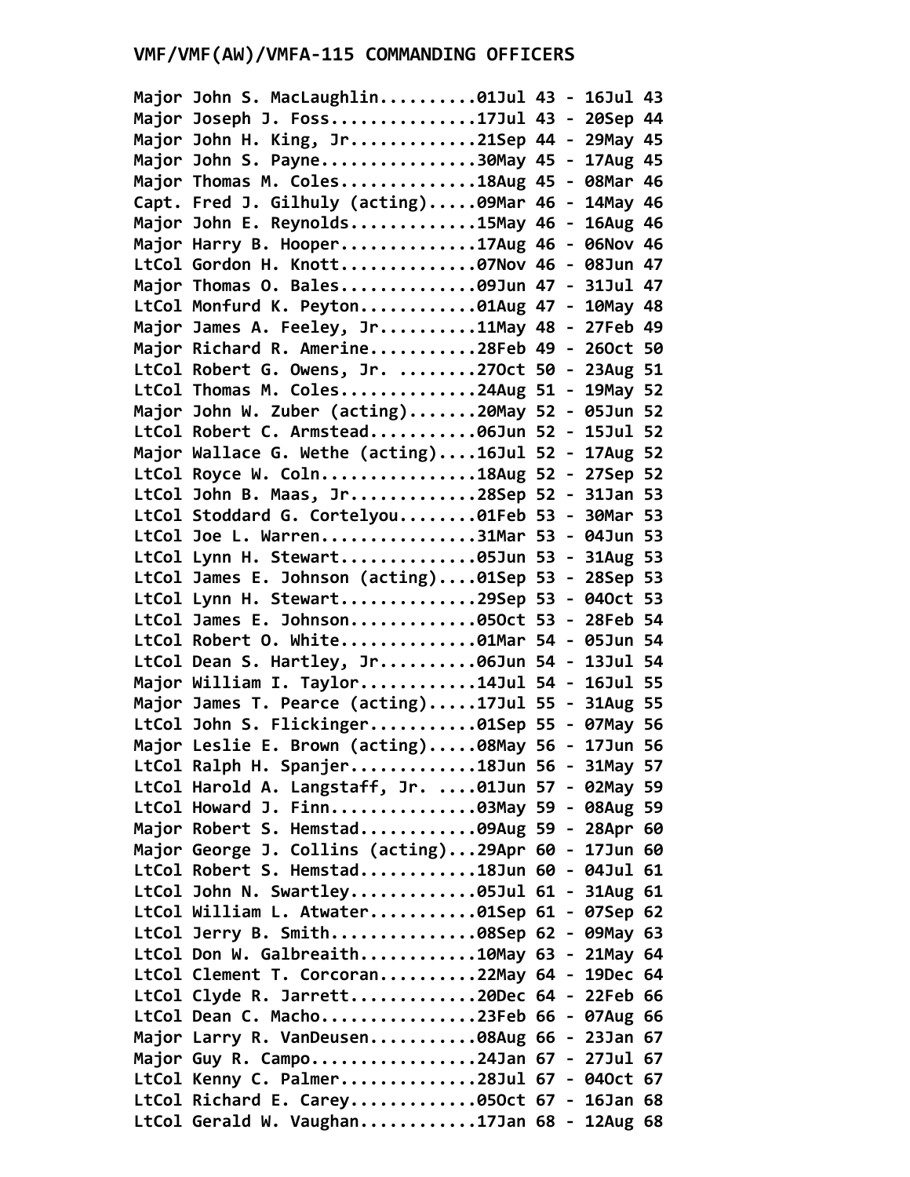## VMF/VMF(AW)/VMFA-115 COMMANDING OFFICERS

Major John S. MacLaughlin..........01Jul 43 - 16Jul 43
Major Joseph J. Foss...............17Jul 43 - 20Sep 44
Major John H. King, Jr.............21Sep 44 - 29May 45
Major John S. Payne................30May 45 - 17Aug 45
Major Thomas M. Coles..............18Aug 45 - 08Mar 46
Capt. Fred J. Gilhuly (acting).....09Mar 46 - 14May 46
Major John E. Reynolds.............15May 46 - 16Aug 46
Major Harry B. Hooper..............17Aug 46 - 06Nov 46
LtCol Gordon H. Knott..............07Nov 46 - 08Jun 47
Major Thomas O. Bales..............09Jun 47 - 31Jul 47
LtCol Monfurd K. Peyton............01Aug 47 - 10May 48
Major James A. Feeley, Jr..........11May 48 - 27Feb 49
Major Richard R. Amerine...........28Feb 49 - 26Oct 50
LtCol Robert G. Owens, Jr. ........27Oct 50 - 23Aug 51
LtCol Thomas M. Coles..............24Aug 51 - 19May 52
Major John W. Zuber (acting).......20May 52 - 05Jun 52
LtCol Robert C. Armstead...........06Jun 52 - 15Jul 52
Major Wallace G. Wethe (acting)....16Jul 52 - 17Aug 52
LtCol Royce W. Coln................18Aug 52 - 27Sep 52
LtCol John B. Maas, Jr.............28Sep 52 - 31Jan 53
LtCol Stoddard G. Cortelyou........01Feb 53 - 30Mar 53
LtCol Joe L. Warren................31Mar 53 - 04Jun 53
LtCol Lynn H. Stewart..............05Jun 53 - 31Aug 53
LtCol James E. Johnson (acting)....01Sep 53 - 28Sep 53
LtCol Lynn H. Stewart..............29Sep 53 - 04Oct 53
LtCol James E. Johnson.............05Oct 53 - 28Feb 54
LtCol Robert O. White..............01Mar 54 - 05Jun 54
LtCol Dean S. Hartley, Jr..........06Jun 54 - 13Jul 54
Major William I. Taylor............14Jul 54 - 16Jul 55
Major James T. Pearce (acting).....17Jul 55 - 31Aug 55
LtCol John S. Flickinger...........01Sep 55 - 07May 56
Major Leslie E. Brown (acting).....08May 56 - 17Jun 56
LtCol Ralph H. Spanjer.............18Jun 56 - 31May 57
LtCol Harold A. Langstaff, Jr. ....01Jun 57 - 02May 59
LtCol Howard J. Finn...............03May 59 - 08Aug 59
Major Robert S. Hemstad............09Aug 59 - 28Apr 60
Major George J. Collins (acting)...29Apr 60 - 17Jun 60
LtCol Robert S. Hemstad............18Jun 60 - 04Jul 61
LtCol John N. Swartley.............05Jul 61 - 31Aug 61
LtCol William L. Atwater...........01Sep 61 - 07Sep 62
LtCol Jerry B. Smith...............08Sep 62 - 09May 63
LtCol Don W. Galbreaith............10May 63 - 21May 64
LtCol Clement T. Corcoran..........22May 64 - 19Dec 64
LtCol Clyde R. Jarrett.............20Dec 64 - 22Feb 66
LtCol Dean C. Macho................23Feb 66 - 07Aug 66
Major Larry R. VanDeusen...........08Aug 66 - 23Jan 67
Major Guy R. Campo.................24Jan 67 - 27Jul 67
LtCol Kenny C. Palmer..............28Jul 67 - 04Oct 67
LtCol Richard E. Carey.............05Oct 67 - 16Jan 68
LtCol Gerald W. Vaughan............17Jan 68 - 12Aug 68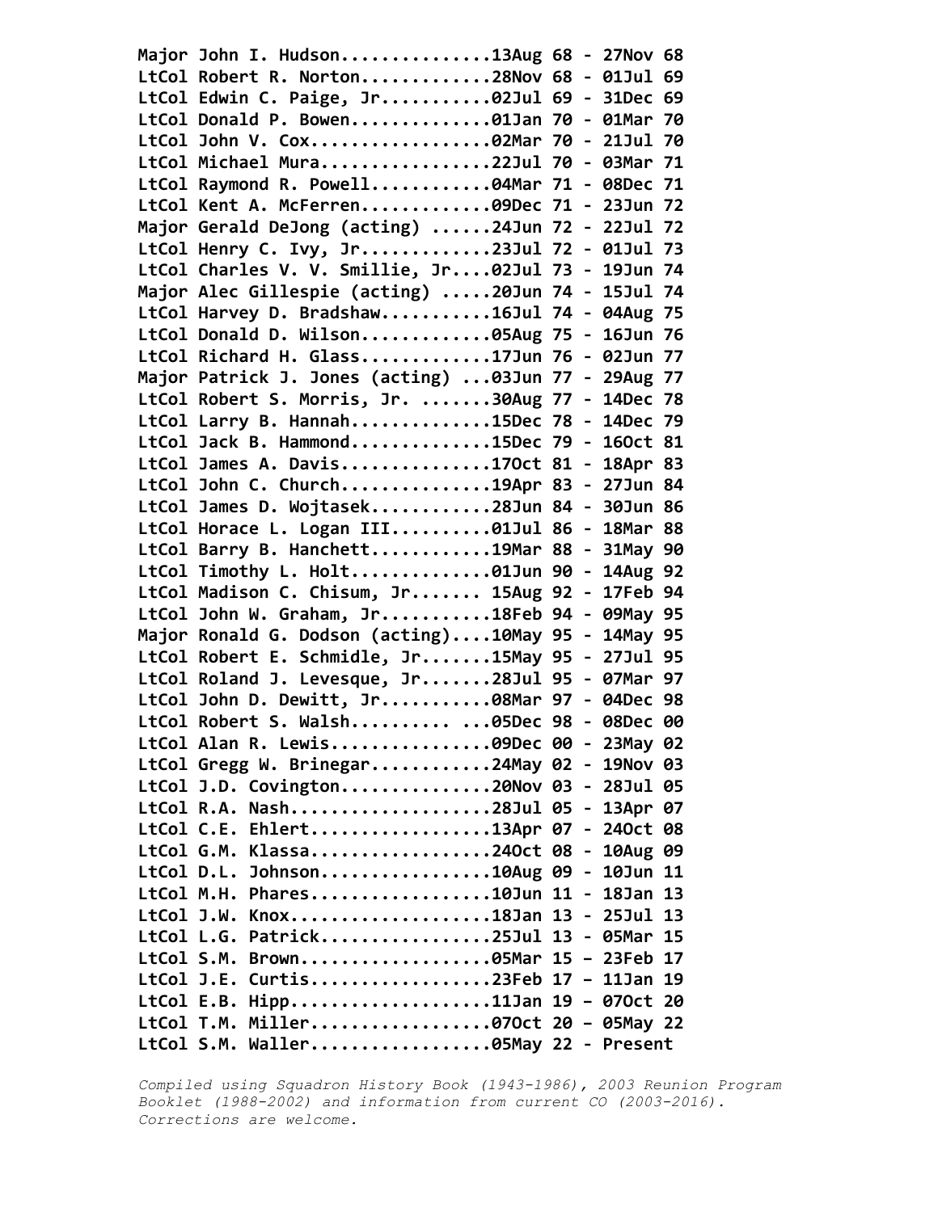**Major John I. Hudson...............13Aug 68 - 27Nov 68**
**LtCol Robert R. Norton.............28Nov 68 - 01Jul 69**
**LtCol Edwin C. Paige, Jr...........02Jul 69 - 31Dec 69**
**LtCol Donald P. Bowen..............01Jan 70 - 01Mar 70**
**LtCol John V. Cox..................02Mar 70 - 21Jul 70**
**LtCol Michael Mura.................22Jul 70 - 03Mar 71**
**LtCol Raymond R. Powell............04Mar 71 - 08Dec 71**
**LtCol Kent A. McFerren.............09Dec 71 - 23Jun 72**
**Major Gerald DeJong (acting) ......24Jun 72 - 22Jul 72**
**LtCol Henry C. Ivy, Jr.............23Jul 72 - 01Jul 73**
**LtCol Charles V. V. Smillie, Jr....02Jul 73 - 19Jun 74**
**Major Alec Gillespie (acting) .....20Jun 74 - 15Jul 74**
**LtCol Harvey D. Bradshaw...........16Jul 74 - 04Aug 75**
**LtCol Donald D. Wilson.............05Aug 75 - 16Jun 76**
**LtCol Richard H. Glass.............17Jun 76 - 02Jun 77**
**Major Patrick J. Jones (acting) ...03Jun 77 - 29Aug 77**
**LtCol Robert S. Morris, Jr. .......30Aug 77 - 14Dec 78**
**LtCol Larry B. Hannah..............15Dec 78 - 14Dec 79**
**LtCol Jack B. Hammond..............15Dec 79 - 16Oct 81**
**LtCol James A. Davis...............17Oct 81 - 18Apr 83**
**LtCol John C. Church...............19Apr 83 - 27Jun 84**
**LtCol James D. Wojtasek............28Jun 84 - 30Jun 86**
**LtCol Horace L. Logan III..........01Jul 86 - 18Mar 88**
**LtCol Barry B. Hanchett............19Mar 88 - 31May 90**
**LtCol Timothy L. Holt..............01Jun 90 - 14Aug 92**
**LtCol Madison C. Chisum, Jr....... 15Aug 92 - 17Feb 94**
**LtCol John W. Graham, Jr...........18Feb 94 - 09May 95**
**Major Ronald G. Dodson (acting)....10May 95 - 14May 95**
**LtCol Robert E. Schmidle, Jr.......15May 95 - 27Jul 95**
**LtCol Roland J. Levesque, Jr.......28Jul 95 - 07Mar 97**
**LtCol John D. Dewitt, Jr...........08Mar 97 - 04Dec 98**
**LtCol Robert S. Walsh.......... ...05Dec 98 - 08Dec 00**
**LtCol Alan R. Lewis................09Dec 00 - 23May 02**
**LtCol Gregg W. Brinegar............24May 02 - 19Nov 03**
**LtCol J.D. Covington...............20Nov 03 - 28Jul 05**
**LtCol R.A. Nash....................28Jul 05 - 13Apr 07**
**LtCol C.E. Ehlert..................13Apr 07 - 24Oct 08**
**LtCol G.M. Klassa..................24Oct 08 - 10Aug 09**
**LtCol D.L. Johnson.................10Aug 09 - 10Jun 11**
**LtCol M.H. Phares..................10Jun 11 - 18Jan 13**
**LtCol J.W. Knox....................18Jan 13 - 25Jul 13**
**LtCol L.G. Patrick.................25Jul 13 - 05Mar 15**
**LtCol S.M. Brown...................05Mar 15 – 23Feb 17**
**LtCol J.E. Curtis..................23Feb 17 – 11Jan 19**
**LtCol E.B. Hipp....................11Jan 19 – 07Oct 20**
**LtCol T.M. Miller..................07Oct 20 – 05May 22**
**LtCol S.M. Waller..................05May 22 - Present**

*Compiled using Squadron History Book (1943-1986), 2003 Reunion Program Booklet (1988-2002) and information from current CO (2003-2016). Corrections are welcome.*